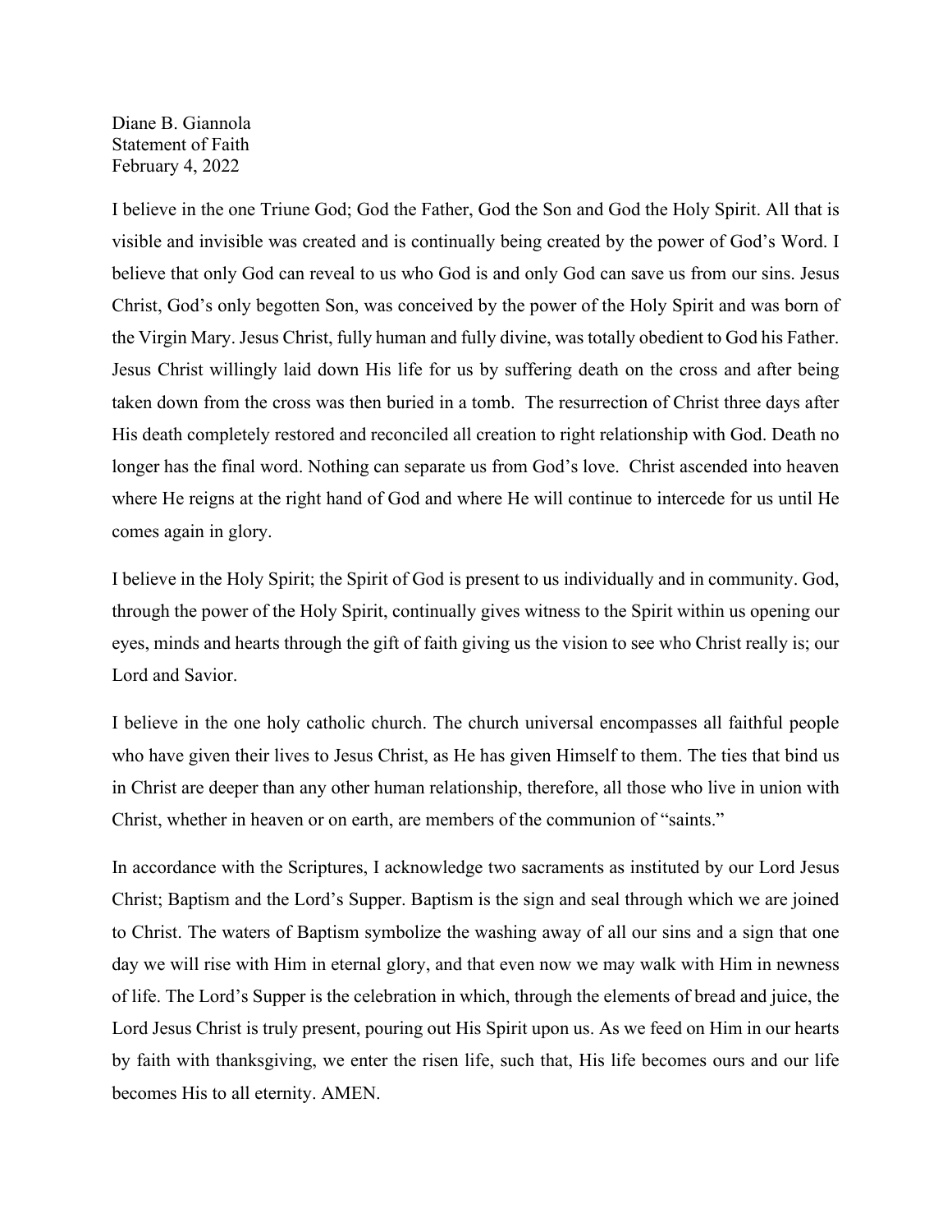Diane B. Giannola
Statement of Faith
February 4, 2022

I believe in the one Triune God; God the Father, God the Son and God the Holy Spirit. All that is visible and invisible was created and is continually being created by the power of God's Word. I believe that only God can reveal to us who God is and only God can save us from our sins. Jesus Christ, God's only begotten Son, was conceived by the power of the Holy Spirit and was born of the Virgin Mary. Jesus Christ, fully human and fully divine, was totally obedient to God his Father. Jesus Christ willingly laid down His life for us by suffering death on the cross and after being taken down from the cross was then buried in a tomb. The resurrection of Christ three days after His death completely restored and reconciled all creation to right relationship with God. Death no longer has the final word. Nothing can separate us from God's love. Christ ascended into heaven where He reigns at the right hand of God and where He will continue to intercede for us until He comes again in glory.

I believe in the Holy Spirit; the Spirit of God is present to us individually and in community. God, through the power of the Holy Spirit, continually gives witness to the Spirit within us opening our eyes, minds and hearts through the gift of faith giving us the vision to see who Christ really is; our Lord and Savior.

I believe in the one holy catholic church. The church universal encompasses all faithful people who have given their lives to Jesus Christ, as He has given Himself to them. The ties that bind us in Christ are deeper than any other human relationship, therefore, all those who live in union with Christ, whether in heaven or on earth, are members of the communion of "saints."

In accordance with the Scriptures, I acknowledge two sacraments as instituted by our Lord Jesus Christ; Baptism and the Lord's Supper. Baptism is the sign and seal through which we are joined to Christ. The waters of Baptism symbolize the washing away of all our sins and a sign that one day we will rise with Him in eternal glory, and that even now we may walk with Him in newness of life. The Lord's Supper is the celebration in which, through the elements of bread and juice, the Lord Jesus Christ is truly present, pouring out His Spirit upon us. As we feed on Him in our hearts by faith with thanksgiving, we enter the risen life, such that, His life becomes ours and our life becomes His to all eternity. AMEN.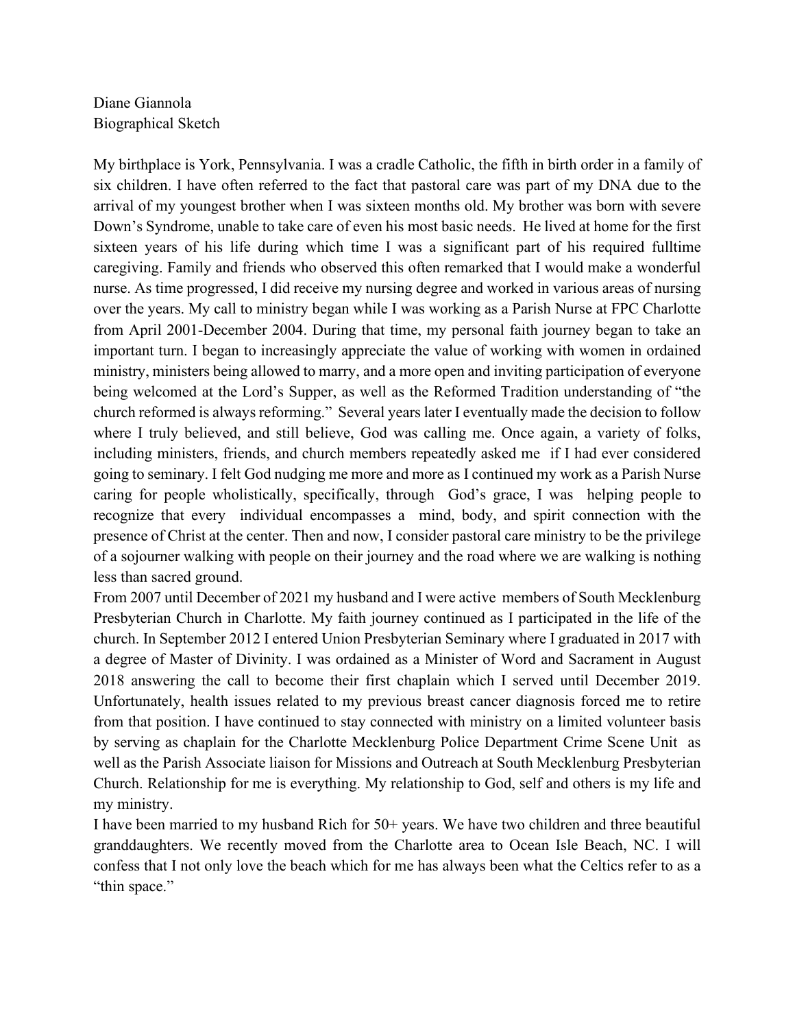Diane Giannola
Biographical Sketch

My birthplace is York, Pennsylvania. I was a cradle Catholic, the fifth in birth order in a family of six children. I have often referred to the fact that pastoral care was part of my DNA due to the arrival of my youngest brother when I was sixteen months old. My brother was born with severe Down's Syndrome, unable to take care of even his most basic needs. He lived at home for the first sixteen years of his life during which time I was a significant part of his required fulltime caregiving. Family and friends who observed this often remarked that I would make a wonderful nurse. As time progressed, I did receive my nursing degree and worked in various areas of nursing over the years. My call to ministry began while I was working as a Parish Nurse at FPC Charlotte from April 2001-December 2004. During that time, my personal faith journey began to take an important turn. I began to increasingly appreciate the value of working with women in ordained ministry, ministers being allowed to marry, and a more open and inviting participation of everyone being welcomed at the Lord's Supper, as well as the Reformed Tradition understanding of "the church reformed is always reforming." Several years later I eventually made the decision to follow where I truly believed, and still believe, God was calling me. Once again, a variety of folks, including ministers, friends, and church members repeatedly asked me if I had ever considered going to seminary. I felt God nudging me more and more as I continued my work as a Parish Nurse caring for people wholistically, specifically, through God's grace, I was helping people to recognize that every individual encompasses a mind, body, and spirit connection with the presence of Christ at the center. Then and now, I consider pastoral care ministry to be the privilege of a sojourner walking with people on their journey and the road where we are walking is nothing less than sacred ground.

From 2007 until December of 2021 my husband and I were active members of South Mecklenburg Presbyterian Church in Charlotte. My faith journey continued as I participated in the life of the church. In September 2012 I entered Union Presbyterian Seminary where I graduated in 2017 with a degree of Master of Divinity. I was ordained as a Minister of Word and Sacrament in August 2018 answering the call to become their first chaplain which I served until December 2019. Unfortunately, health issues related to my previous breast cancer diagnosis forced me to retire from that position. I have continued to stay connected with ministry on a limited volunteer basis by serving as chaplain for the Charlotte Mecklenburg Police Department Crime Scene Unit as well as the Parish Associate liaison for Missions and Outreach at South Mecklenburg Presbyterian Church. Relationship for me is everything. My relationship to God, self and others is my life and my ministry.

I have been married to my husband Rich for 50+ years. We have two children and three beautiful granddaughters. We recently moved from the Charlotte area to Ocean Isle Beach, NC. I will confess that I not only love the beach which for me has always been what the Celtics refer to as a "thin space."